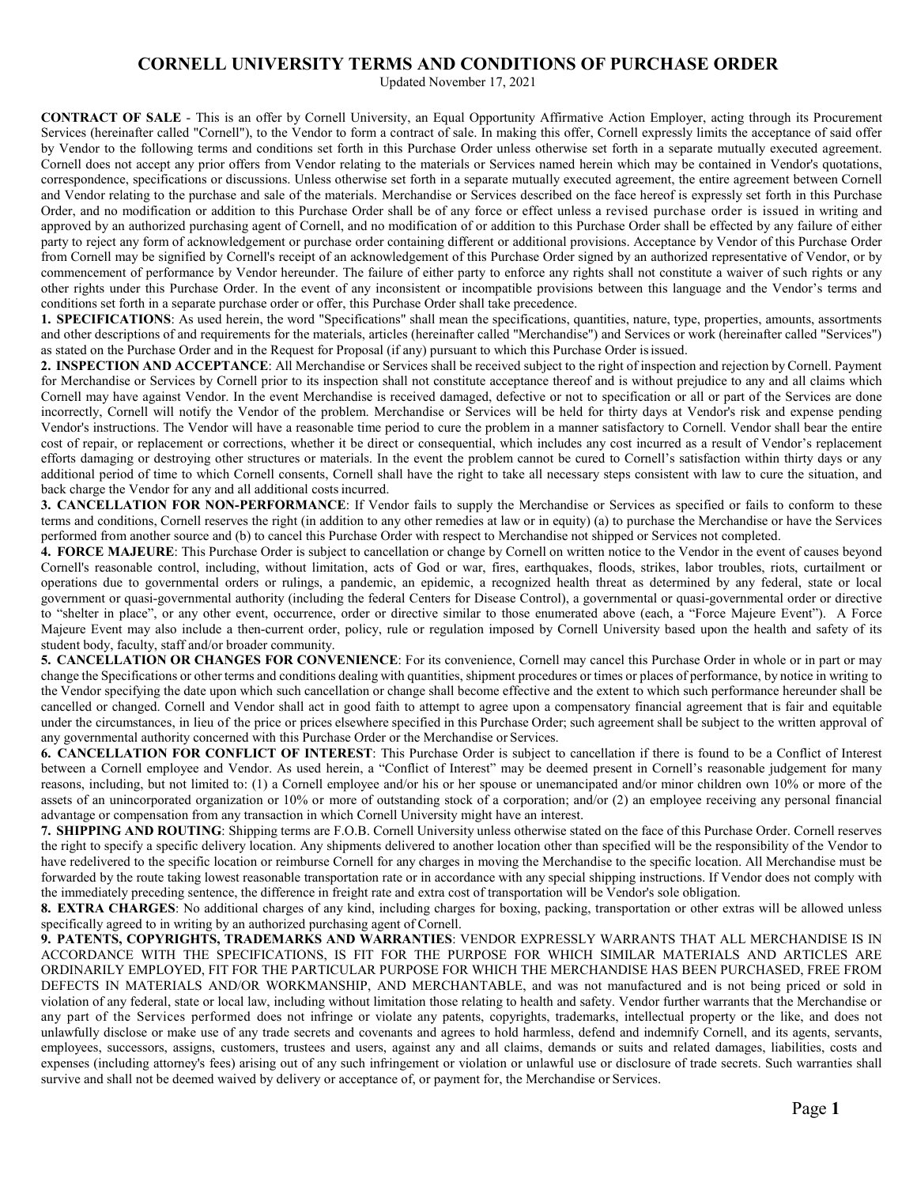# CORNELL UNIVERSITY TERMS AND CONDITIONS OF PURCHASE ORDER

Updated November 17, 2021

**CONTRACT OF SALE** - This is an offer by Cornell University, an Equal Opportunity Affirmative Action Employer, acting through its Procurement Services (hereinafter called "Cornell"), to the Vendor to form a contract of sale. In making this offer, Cornell expressly limits the acceptance of said offer by Vendor to the following terms and conditions set forth in this Purchase Order unless otherwise set forth in a separate mutually executed agreement. Cornell does not accept any prior offers from Vendor relating to the materials or Services named herein which may be contained in Vendor's quotations, correspondence, specifications or discussions. Unless otherwise set forth in a separate mutually executed agreement, the entire agreement between Cornell and Vendor relating to the purchase and sale of the materials. Merchandise or Services described on the face hereof is expressly set forth in this Purchase Order, and no modification or addition to this Purchase Order shall be of any force or effect unless a revised purchase order is issued in writing and approved by an authorized purchasing agent of Cornell, and no modification of or addition to this Purchase Order shall be effected by any failure of either party to reject any form of acknowledgement or purchase order containing different or additional provisions. Acceptance by Vendor of this Purchase Order from Cornell may be signified by Cornell's receipt of an acknowledgement of this Purchase Order signed by an authorized representative of Vendor, or by commencement of performance by Vendor hereunder. The failure of either party to enforce any rights shall not constitute a waiver of such rights or any other rights under this Purchase Order. In the event of any inconsistent or incompatible provisions between this language and the Vendor's terms and conditions set forth in a separate purchase order or offer, this Purchase Order shall take precedence.

**1. SPECIFICATIONS**: As used herein, the word "Specifications" shall mean the specifications, quantities, nature, type, properties, amounts, assortments and other descriptions of and requirements for the materials, articles (hereinafter called "Merchandise") and Services or work (hereinafter called "Services") as stated on the Purchase Order and in the Request for Proposal (if any) pursuant to which this Purchase Order is issued.

**2. INSPECTION AND ACCEPTANCE**: All Merchandise or Services shall be received subject to the right of inspection and rejection by Cornell. Payment for Merchandise or Services by Cornell prior to its inspection shall not constitute acceptance thereof and is without prejudice to any and all claims which Cornell may have against Vendor. In the event Merchandise is received damaged, defective or not to specification or all or part of the Services are done incorrectly, Cornell will notify the Vendor of the problem. Merchandise or Services will be held for thirty days at Vendor's risk and expense pending Vendor's instructions. The Vendor will have a reasonable time period to cure the problem in a manner satisfactory to Cornell. Vendor shall bear the entire cost of repair, or replacement or corrections, whether it be direct or consequential, which includes any cost incurred as a result of Vendor's replacement efforts damaging or destroying other structures or materials. In the event the problem cannot be cured to Cornell's satisfaction within thirty days or any additional period of time to which Cornell consents, Cornell shall have the right to take all necessary steps consistent with law to cure the situation, and back charge the Vendor for any and all additional costs incurred.

**3. CANCELLATION FOR NON-PERFORMANCE**: If Vendor fails to supply the Merchandise or Services as specified or fails to conform to these terms and conditions, Cornell reserves the right (in addition to any other remedies at law or in equity) (a) to purchase the Merchandise or have the Services performed from another source and (b) to cancel this Purchase Order with respect to Merchandise not shipped or Services not completed.

**4. FORCE MAJEURE**: This Purchase Order is subject to cancellation or change by Cornell on written notice to the Vendor in the event of causes beyond Cornell's reasonable control, including, without limitation, acts of God or war, fires, earthquakes, floods, strikes, labor troubles, riots, curtailment or operations due to governmental orders or rulings, a pandemic, an epidemic, a recognized health threat as determined by any federal, state or local government or quasi-governmental authority (including the federal Centers for Disease Control), a governmental or quasi-governmental order or directive to "shelter in place", or any other event, occurrence, order or directive similar to those enumerated above (each, a "Force Majeure Event"). A Force Majeure Event may also include a then-current order, policy, rule or regulation imposed by Cornell University based upon the health and safety of its student body, faculty, staff and/or broader community.

**5. CANCELLATION OR CHANGES FOR CONVENIENCE**: For its convenience, Cornell may cancel this Purchase Order in whole or in part or may change the Specifications or other terms and conditions dealing with quantities, shipment procedures or times or places of performance, by notice in writing to the Vendor specifying the date upon which such cancellation or change shall become effective and the extent to which such performance hereunder shall be cancelled or changed. Cornell and Vendor shall act in good faith to attempt to agree upon a compensatory financial agreement that is fair and equitable under the circumstances, in lieu of the price or prices elsewhere specified in this Purchase Order; such agreement shall be subject to the written approval of any governmental authority concerned with this Purchase Order or the Merchandise or Services.

**6. CANCELLATION FOR CONFLICT OF INTEREST**: This Purchase Order is subject to cancellation if there is found to be a Conflict of Interest between a Cornell employee and Vendor. As used herein, a "Conflict of Interest" may be deemed present in Cornell's reasonable judgement for many reasons, including, but not limited to: (1) a Cornell employee and/or his or her spouse or unemancipated and/or minor children own 10% or more of the assets of an unincorporated organization or 10% or more of outstanding stock of a corporation; and/or (2) an employee receiving any personal financial advantage or compensation from any transaction in which Cornell University might have an interest.

**7. SHIPPING AND ROUTING**: Shipping terms are F.O.B. Cornell University unless otherwise stated on the face of this Purchase Order. Cornell reserves the right to specify a specific delivery location. Any shipments delivered to another location other than specified will be the responsibility of the Vendor to have redelivered to the specific location or reimburse Cornell for any charges in moving the Merchandise to the specific location. All Merchandise must be forwarded by the route taking lowest reasonable transportation rate or in accordance with any special shipping instructions. If Vendor does not comply with the immediately preceding sentence, the difference in freight rate and extra cost of transportation will be Vendor's sole obligation.

**8. EXTRA CHARGES**: No additional charges of any kind, including charges for boxing, packing, transportation or other extras will be allowed unless specifically agreed to in writing by an authorized purchasing agent of Cornell.

**9. PATENTS, COPYRIGHTS, TRADEMARKS AND WARRANTIES**: VENDOR EXPRESSLY WARRANTS THAT ALL MERCHANDISE IS IN ACCORDANCE WITH THE SPECIFICATIONS, IS FIT FOR THE PURPOSE FOR WHICH SIMILAR MATERIALS AND ARTICLES ARE ORDINARILY EMPLOYED, FIT FOR THE PARTICULAR PURPOSE FOR WHICH THE MERCHANDISE HAS BEEN PURCHASED, FREE FROM DEFECTS IN MATERIALS AND/OR WORKMANSHIP, AND MERCHANTABLE, and was not manufactured and is not being priced or sold in violation of any federal, state or local law, including without limitation those relating to health and safety. Vendor further warrants that the Merchandise or any part of the Services performed does not infringe or violate any patents, copyrights, trademarks, intellectual property or the like, and does not unlawfully disclose or make use of any trade secrets and covenants and agrees to hold harmless, defend and indemnify Cornell, and its agents, servants, employees, successors, assigns, customers, trustees and users, against any and all claims, demands or suits and related damages, liabilities, costs and expenses (including attorney's fees) arising out of any such infringement or violation or unlawful use or disclosure of trade secrets. Such warranties shall survive and shall not be deemed waived by delivery or acceptance of, or payment for, the Merchandise or Services.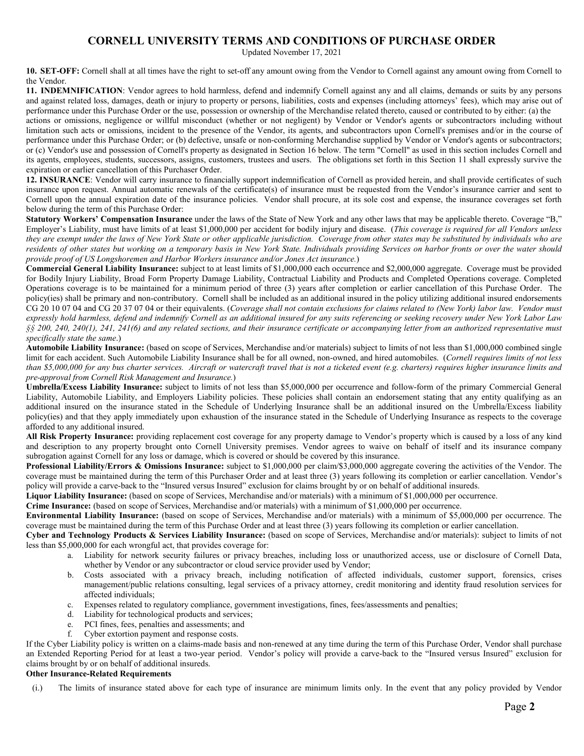# CORNELL UNIVERSITY TERMS AND CONDITIONS OF PURCHASE ORDER

Updated November 17, 2021

**10. SET-OFF:** Cornell shall at all times have the right to set-off any amount owing from the Vendor to Cornell against any amount owing from Cornell to the Vendor.

**11. INDEMNIFICATION**: Vendor agrees to hold harmless, defend and indemnify Cornell against any and all claims, demands or suits by any persons and against related loss, damages, death or injury to property or persons, liabilities, costs and expenses (including attorneys' fees), which may arise out of performance under this Purchase Order or the use, possession or ownership of the Merchandise related thereto, caused or contributed to by either: (a) the actions or omissions, negligence or willful misconduct (whether or not negligent) by Vendor or Vendor's agents or subcontractors including without limitation such acts or omissions, incident to the presence of the Vendor, its agents, and subcontractors upon Cornell's premises and/or in the course of performance under this Purchase Order; or (b) defective, unsafe or non-conforming Merchandise supplied by Vendor or Vendor's agents or subcontractors; or (c) Vendor's use and possession of Cornell's property as designated in Section 16 below. The term "Cornell" as used in this section includes Cornell and its agents, employees, students, successors, assigns, customers, trustees and users. The obligations set forth in this Section 11 shall expressly survive the expiration or earlier cancellation of this Purchaser Order.

**12. INSURANCE**: Vendor will carry insurance to financially support indemnification of Cornell as provided herein, and shall provide certificates of such insurance upon request. Annual automatic renewals of the certificate(s) of insurance must be requested from the Vendor's insurance carrier and sent to Cornell upon the annual expiration date of the insurance policies. Vendor shall procure, at its sole cost and expense, the insurance coverages set forth below during the term of this Purchase Order:

**Statutory Workers' Compensation Insurance** under the laws of the State of New York and any other laws that may be applicable thereto. Coverage "B," Employer's Liability, must have limits of at least $1,000,000 per accident for bodily injury and disease. (*This coverage is required for all Vendors unless they are exempt under the laws of New York State or other applicable jurisdiction. Coverage from other states may be substituted by individuals who are residents of other states but working on a temporary basis in New York State. Individuals providing Services on harbor fronts or over the water should provide proof of US Longshoremen and Harbor Workers insurance and/or Jones Act insurance.*)

**Commercial General Liability Insurance:** subject to at least limits of $1,000,000 each occurrence and $2,000,000 aggregate. Coverage must be provided for Bodily Injury Liability, Broad Form Property Damage Liability, Contractual Liability and Products and Completed Operations coverage. Completed Operations coverage is to be maintained for a minimum period of three (3) years after completion or earlier cancellation of this Purchase Order. The policy(ies) shall be primary and non-contributory. Cornell shall be included as an additional insured in the policy utilizing additional insured endorsements CG 20 10 07 04 and CG 20 37 07 04 or their equivalents. (*Coverage shall not contain exclusions for claims related to (New York) labor law. Vendor must expressly hold harmless, defend and indemnify Cornell as an additional insured for any suits referencing or seeking recovery under New York Labor Law §§ 200, 240, 240(1), 241, 241(6) and any related sections, and their insurance certificate or accompanying letter from an authorized representative must specifically state the same*.)

**Automobile Liability Insurance:** (based on scope of Services, Merchandise and/or materials) subject to limits of not less than $1,000,000 combined single limit for each accident. Such Automobile Liability Insurance shall be for all owned, non-owned, and hired automobiles. (*Cornell requires limits of not less than $5,000,000 for any bus charter services. Aircraft or watercraft travel that is not a ticketed event (e.g. charters) requires higher insurance limits and pre-approval from Cornell Risk Management and Insurance.*)

**Umbrella/Excess Liability Insurance:** subject to limits of not less than $5,000,000 per occurrence and follow-form of the primary Commercial General Liability, Automobile Liability, and Employers Liability policies. These policies shall contain an endorsement stating that any entity qualifying as an additional insured on the insurance stated in the Schedule of Underlying Insurance shall be an additional insured on the Umbrella/Excess liability policy(ies) and that they apply immediately upon exhaustion of the insurance stated in the Schedule of Underlying Insurance as respects to the coverage afforded to any additional insured.

**All Risk Property Insurance:** providing replacement cost coverage for any property damage to Vendor's property which is caused by a loss of any kind and description to any property brought onto Cornell University premises. Vendor agrees to waive on behalf of itself and its insurance company subrogation against Cornell for any loss or damage, which is covered or should be covered by this insurance.

**Professional Liability/Errors & Omissions Insurance:** subject to $1,000,000 per claim/$3,000,000 aggregate covering the activities of the Vendor. The coverage must be maintained during the term of this Purchaser Order and at least three (3) years following its completion or earlier cancellation. Vendor's policy will provide a carve-back to the "Insured versus Insured" exclusion for claims brought by or on behalf of additional insureds.

**Liquor Liability Insurance:** (based on scope of Services, Merchandise and/or materials) with a minimum of $1,000,000 per occurrence.

**Crime Insurance:** (based on scope of Services, Merchandise and/or materials) with a minimum of $1,000,000 per occurrence.

**Environmental Liability Insurance:** (based on scope of Services, Merchandise and/or materials) with a minimum of $5,000,000 per occurrence. The coverage must be maintained during the term of this Purchase Order and at least three (3) years following its completion or earlier cancellation.

**Cyber and Technology Products & Services Liability Insurance:** (based on scope of Services, Merchandise and/or materials): subject to limits of not less than $5,000,000 for each wrongful act, that provides coverage for:

a. Liability for network security failures or privacy breaches, including loss or unauthorized access, use or disclosure of Cornell Data, whether by Vendor or any subcontractor or cloud service provider used by Vendor;
b. Costs associated with a privacy breach, including notification of affected individuals, customer support, forensics, crises management/public relations consulting, legal services of a privacy attorney, credit monitoring and identity fraud resolution services for affected individuals;
c. Expenses related to regulatory compliance, government investigations, fines, fees/assessments and penalties;
d. Liability for technological products and services;
e. PCI fines, fees, penalties and assessments; and
f. Cyber extortion payment and response costs.

If the Cyber Liability policy is written on a claims-made basis and non-renewed at any time during the term of this Purchase Order, Vendor shall purchase an Extended Reporting Period for at least a two-year period. Vendor's policy will provide a carve-back to the "Insured versus Insured" exclusion for claims brought by or on behalf of additional insureds.

**Other Insurance-Related Requirements**

(i.) The limits of insurance stated above for each type of insurance are minimum limits only. In the event that any policy provided by Vendor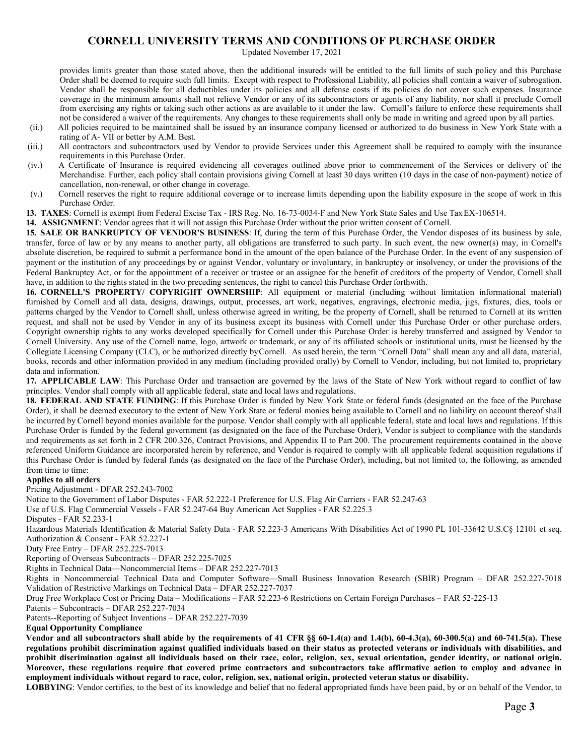provides limits greater than those stated above, then the additional insureds will be entitled to the full limits of such policy and this Purchase Order shall be deemed to require such full limits. Except with respect to Professional Liability, all policies shall contain a waiver of subrogation. Vendor shall be responsible for all deductibles under its policies and all defense costs if its policies do not cover such expenses. Insurance coverage in the minimum amounts shall not relieve Vendor or any of its subcontractors or agents of any liability, nor shall it preclude Cornell from exercising any rights or taking such other actions as are available to it under the law. Cornell's failure to enforce these requirements shall not be considered a waiver of the requirements. Any changes to these requirements shall only be made in writing and agreed upon by all parties.

(ii.) All policies required to be maintained shall be issued by an insurance company licensed or authorized to do business in New York State with a rating of A- VII or better by A.M. Best.

(iii.) All contractors and subcontractors used by Vendor to provide Services under this Agreement shall be required to comply with the insurance requirements in this Purchase Order.

(iv.) A Certificate of Insurance is required evidencing all coverages outlined above prior to commencement of the Services or delivery of the Merchandise. Further, each policy shall contain provisions giving Cornell at least 30 days written (10 days in the case of non-payment) notice of cancellation, non-renewal, or other change in coverage.

(v.) Cornell reserves the right to require additional coverage or to increase limits depending upon the liability exposure in the scope of work in this Purchase Order.

**13. TAXES**: Cornell is exempt from Federal Excise Tax - IRS Reg. No. 16-73-0034-F and New York State Sales and Use Tax EX-106514.

**14. ASSIGNMENT**: Vendor agrees that it will not assign this Purchase Order without the prior written consent of Cornell.

**15. SALE OR BANKRUPTCY OF VENDOR'S BUSINESS**: If, during the term of this Purchase Order, the Vendor disposes of its business by sale, transfer, force of law or by any means to another party, all obligations are transferred to such party. In such event, the new owner(s) may, in Cornell's absolute discretion, be required to submit a performance bond in the amount of the open balance of the Purchase Order. In the event of any suspension of payment or the institution of any proceedings by or against Vendor, voluntary or involuntary, in bankruptcy or insolvency, or under the provisions of the Federal Bankruptcy Act, or for the appointment of a receiver or trustee or an assignee for the benefit of creditors of the property of Vendor, Cornell shall have, in addition to the rights stated in the two preceding sentences, the right to cancel this Purchase Order forthwith.

**16. CORNELL'S PROPERTY/ COPYRIGHT OWNERSHIP**: All equipment or material (including without limitation informational material) furnished by Cornell and all data, designs, drawings, output, processes, art work, negatives, engravings, electronic media, jigs, fixtures, dies, tools or patterns charged by the Vendor to Cornell shall, unless otherwise agreed in writing, be the property of Cornell, shall be returned to Cornell at its written request, and shall not be used by Vendor in any of its business except its business with Cornell under this Purchase Order or other purchase orders. Copyright ownership rights to any works developed specifically for Cornell under this Purchase Order is hereby transferred and assigned by Vendor to Cornell University. Any use of the Cornell name, logo, artwork or trademark, or any of its affiliated schools or institutional units, must be licensed by the Collegiate Licensing Company (CLC), or be authorized directly by Cornell. As used herein, the term "Cornell Data" shall mean any and all data, material, books, records and other information provided in any medium (including provided orally) by Cornell to Vendor, including, but not limited to, proprietary data and information.

**17. APPLICABLE LAW**: This Purchase Order and transaction are governed by the laws of the State of New York without regard to conflict of law principles. Vendor shall comply with all applicable federal, state and local laws and regulations.

**18. FEDERAL AND STATE FUNDING**: If this Purchase Order is funded by New York State or federal funds (designated on the face of the Purchase Order), it shall be deemed executory to the extent of New York State or federal monies being available to Cornell and no liability on account thereof shall be incurred by Cornell beyond monies available for the purpose. Vendor shall comply with all applicable federal, state and local laws and regulations. If this Purchase Order is funded by the federal government (as designated on the face of the Purchase Order), Vendor is subject to compliance with the standards and requirements as set forth in 2 CFR 200.326, Contract Provisions, and Appendix II to Part 200. The procurement requirements contained in the above referenced Uniform Guidance are incorporated herein by reference, and Vendor is required to comply with all applicable federal acquisition regulations if this Purchase Order is funded by federal funds (as designated on the face of the Purchase Order), including, but not limited to, the following, as amended from time to time:

**Applies to all orders**

Pricing Adjustment - DFAR 252.243-7002

Notice to the Government of Labor Disputes - FAR 52.222-1 Preference for U.S. Flag Air Carriers - FAR 52.247-63

Use of U.S. Flag Commercial Vessels - FAR 52.247-64 Buy American Act Supplies - FAR 52.225.3

Disputes - FAR 52.233-1

Hazardous Materials Identification & Material Safety Data - FAR 52.223-3 Americans With Disabilities Act of 1990 PL 101-33642 U.S.C§ 12101 et seq. Authorization & Consent - FAR 52.227-1

Duty Free Entry – DFAR 252.225-7013

Reporting of Overseas Subcontracts – DFAR 252.225-7025

Rights in Technical Data—Noncommercial Items – DFAR 252.227-7013

Rights in Noncommercial Technical Data and Computer Software—Small Business Innovation Research (SBIR) Program – DFAR 252.227-7018 Validation of Restrictive Markings on Technical Data – DFAR 252.227-7037

Drug Free Workplace Cost or Pricing Data – Modifications – FAR 52.223-6 Restrictions on Certain Foreign Purchases – FAR 52-225-13

Patents – Subcontracts – DFAR 252.227-7034

Patents--Reporting of Subject Inventions – DFAR 252.227-7039

**Equal Opportunity Compliance**

**Vendor and all subcontractors shall abide by the requirements of 41 CFR §§ 60-1.4(a) and 1.4(b), 60-4.3(a), 60-300.5(a) and 60-741.5(a). These regulations prohibit discrimination against qualified individuals based on their status as protected veterans or individuals with disabilities, and prohibit discrimination against all individuals based on their race, color, religion, sex, sexual orientation, gender identity, or national origin. Moreover, these regulations require that covered prime contractors and subcontractors take affirmative action to employ and advance in employment individuals without regard to race, color, religion, sex, national origin, protected veteran status or disability.**

**LOBBYING**: Vendor certifies, to the best of its knowledge and belief that no federal appropriated funds have been paid, by or on behalf of the Vendor, to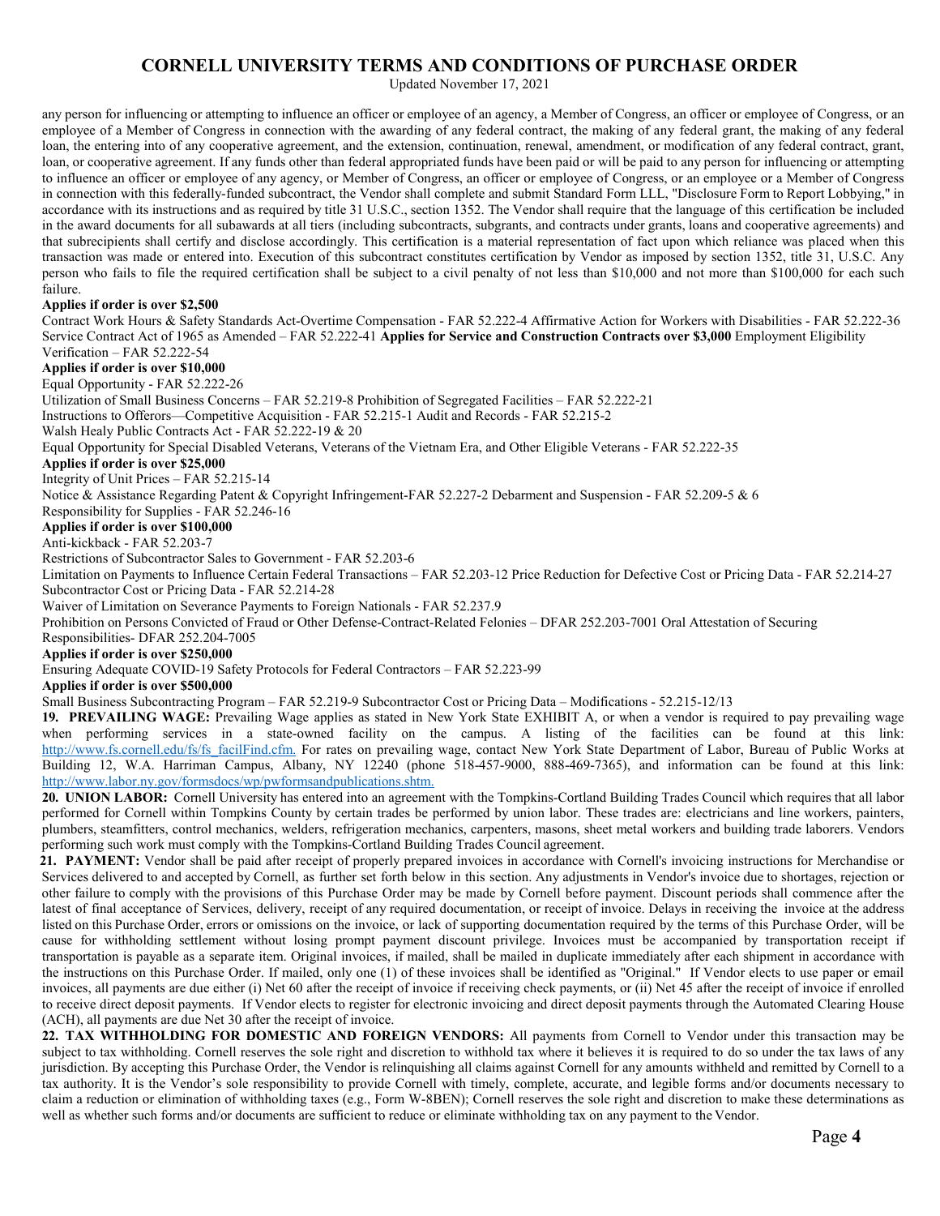any person for influencing or attempting to influence an officer or employee of an agency, a Member of Congress, an officer or employee of Congress, or an employee of a Member of Congress in connection with the awarding of any federal contract, the making of any federal grant, the making of any federal loan, the entering into of any cooperative agreement, and the extension, continuation, renewal, amendment, or modification of any federal contract, grant, loan, or cooperative agreement. If any funds other than federal appropriated funds have been paid or will be paid to any person for influencing or attempting to influence an officer or employee of any agency, Member of Congress, an officer or employee of Congress, or an employee or a Member of Congress in connection with this federally-funded subcontract, the Vendor shall complete and submit Standard Form LLL, "Disclosure Form to Report Lobbying," in accordance with its instructions and as required by title 31 U.S.C., section 1352. The Vendor shall require that the language of this certification be included in the award documents for all subawards at all tiers (including subcontracts, subgrants, and contracts under grants, loans and cooperative agreements) and that subrecipients shall certify and disclose accordingly. This certification is a material representation of fact upon which reliance was placed when this transaction was made or entered into. Execution of this subcontract constitutes certification by Vendor as imposed by section 1352, title 31, U.S.C. Any person who fails to file the required certification shall be subject to a civil penalty of not less than $10,000 and not more than $100,000 for each such failure.

**Applies if order is over $2,500**

Contract Work Hours & Safety Standards Act-Overtime Compensation - FAR 52.222-4 Affirmative Action for Workers with Disabilities - FAR 52.222-36
Service Contract Act of 1965 as Amended – FAR 52.222-41 **Applies for Service and Construction Contracts over $3,000** Employment Eligibility Verification – FAR 52.222-54

**Applies if order is over $10,000**

Equal Opportunity - FAR 52.222-26
Utilization of Small Business Concerns – FAR 52.219-8 Prohibition of Segregated Facilities – FAR 52.222-21
Instructions to Offerors—Competitive Acquisition - FAR 52.215-1 Audit and Records - FAR 52.215-2
Walsh Healy Public Contracts Act - FAR 52.222-19 & 20
Equal Opportunity for Special Disabled Veterans, Veterans of the Vietnam Era, and Other Eligible Veterans - FAR 52.222-35

**Applies if order is over $25,000**

Integrity of Unit Prices – FAR 52.215-14
Notice & Assistance Regarding Patent & Copyright Infringement-FAR 52.227-2 Debarment and Suspension - FAR 52.209-5 & 6
Responsibility for Supplies - FAR 52.246-16

**Applies if order is over $100,000**

Anti-kickback - FAR 52.203-7
Restrictions of Subcontractor Sales to Government - FAR 52.203-6
Limitation on Payments to Influence Certain Federal Transactions – FAR 52.203-12 Price Reduction for Defective Cost or Pricing Data - FAR 52.214-27
Subcontractor Cost or Pricing Data - FAR 52.214-28
Waiver of Limitation on Severance Payments to Foreign Nationals - FAR 52.237.9
Prohibition on Persons Convicted of Fraud or Other Defense-Contract-Related Felonies – DFAR 252.203-7001 Oral Attestation of Securing Responsibilities- DFAR 252.204-7005

**Applies if order is over $250,000**

Ensuring Adequate COVID-19 Safety Protocols for Federal Contractors – FAR 52.223-99

**Applies if order is over $500,000**

Small Business Subcontracting Program – FAR 52.219-9 Subcontractor Cost or Pricing Data – Modifications - 52.215-12/13

**19. PREVAILING WAGE:** Prevailing Wage applies as stated in New York State EXHIBIT A, or when a vendor is required to pay prevailing wage when performing services in a state-owned facility on the campus. A listing of the facilities can be found at this link: http://www.fs.cornell.edu/fs/fs_facilFind.cfm. For rates on prevailing wage, contact New York State Department of Labor, Bureau of Public Works at Building 12, W.A. Harriman Campus, Albany, NY 12240 (phone 518-457-9000, 888-469-7365), and information can be found at this link: http://www.labor.ny.gov/formsdocs/wp/pwformsandpublications.shtm.

**20. UNION LABOR:** Cornell University has entered into an agreement with the Tompkins-Cortland Building Trades Council which requires that all labor performed for Cornell within Tompkins County by certain trades be performed by union labor. These trades are: electricians and line workers, painters, plumbers, steamfitters, control mechanics, welders, refrigeration mechanics, carpenters, masons, sheet metal workers and building trade laborers. Vendors performing such work must comply with the Tompkins-Cortland Building Trades Council agreement.

**21. PAYMENT:** Vendor shall be paid after receipt of properly prepared invoices in accordance with Cornell's invoicing instructions for Merchandise or Services delivered to and accepted by Cornell, as further set forth below in this section. Any adjustments in Vendor's invoice due to shortages, rejection or other failure to comply with the provisions of this Purchase Order may be made by Cornell before payment. Discount periods shall commence after the latest of final acceptance of Services, delivery, receipt of any required documentation, or receipt of invoice. Delays in receiving the invoice at the address listed on this Purchase Order, errors or omissions on the invoice, or lack of supporting documentation required by the terms of this Purchase Order, will be cause for withholding settlement without losing prompt payment discount privilege. Invoices must be accompanied by transportation receipt if transportation is payable as a separate item. Original invoices, if mailed, shall be mailed in duplicate immediately after each shipment in accordance with the instructions on this Purchase Order. If mailed, only one (1) of these invoices shall be identified as "Original." If Vendor elects to use paper or email invoices, all payments are due either (i) Net 60 after the receipt of invoice if receiving check payments, or (ii) Net 45 after the receipt of invoice if enrolled to receive direct deposit payments. If Vendor elects to register for electronic invoicing and direct deposit payments through the Automated Clearing House (ACH), all payments are due Net 30 after the receipt of invoice.

**22. TAX WITHHOLDING FOR DOMESTIC AND FOREIGN VENDORS:** All payments from Cornell to Vendor under this transaction may be subject to tax withholding. Cornell reserves the sole right and discretion to withhold tax where it believes it is required to do so under the tax laws of any jurisdiction. By accepting this Purchase Order, the Vendor is relinquishing all claims against Cornell for any amounts withheld and remitted by Cornell to a tax authority. It is the Vendor's sole responsibility to provide Cornell with timely, complete, accurate, and legible forms and/or documents necessary to claim a reduction or elimination of withholding taxes (e.g., Form W-8BEN); Cornell reserves the sole right and discretion to make these determinations as well as whether such forms and/or documents are sufficient to reduce or eliminate withholding tax on any payment to the Vendor.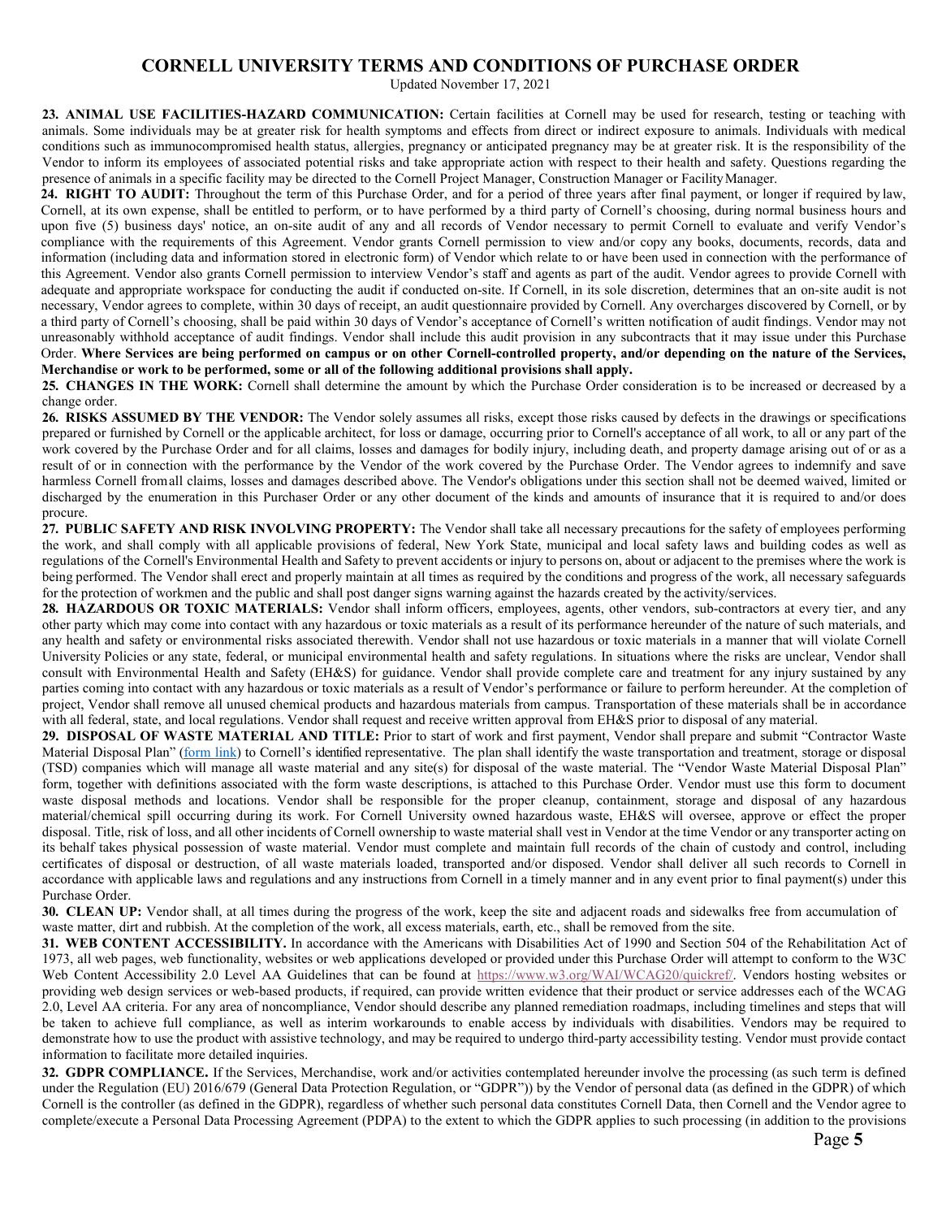# CORNELL UNIVERSITY TERMS AND CONDITIONS OF PURCHASE ORDER

Updated November 17, 2021

**23. ANIMAL USE FACILITIES-HAZARD COMMUNICATION:** Certain facilities at Cornell may be used for research, testing or teaching with animals. Some individuals may be at greater risk for health symptoms and effects from direct or indirect exposure to animals. Individuals with medical conditions such as immunocompromised health status, allergies, pregnancy or anticipated pregnancy may be at greater risk. It is the responsibility of the Vendor to inform its employees of associated potential risks and take appropriate action with respect to their health and safety. Questions regarding the presence of animals in a specific facility may be directed to the Cornell Project Manager, Construction Manager or Facility Manager.

**24. RIGHT TO AUDIT:** Throughout the term of this Purchase Order, and for a period of three years after final payment, or longer if required by law, Cornell, at its own expense, shall be entitled to perform, or to have performed by a third party of Cornell's choosing, during normal business hours and upon five (5) business days' notice, an on-site audit of any and all records of Vendor necessary to permit Cornell to evaluate and verify Vendor's compliance with the requirements of this Agreement. Vendor grants Cornell permission to view and/or copy any books, documents, records, data and information (including data and information stored in electronic form) of Vendor which relate to or have been used in connection with the performance of this Agreement. Vendor also grants Cornell permission to interview Vendor's staff and agents as part of the audit. Vendor agrees to provide Cornell with adequate and appropriate workspace for conducting the audit if conducted on-site. If Cornell, in its sole discretion, determines that an on-site audit is not necessary, Vendor agrees to complete, within 30 days of receipt, an audit questionnaire provided by Cornell. Any overcharges discovered by Cornell, or by a third party of Cornell's choosing, shall be paid within 30 days of Vendor's acceptance of Cornell's written notification of audit findings. Vendor may not unreasonably withhold acceptance of audit findings. Vendor shall include this audit provision in any subcontracts that it may issue under this Purchase Order. **Where Services are being performed on campus or on other Cornell-controlled property, and/or depending on the nature of the Services, Merchandise or work to be performed, some or all of the following additional provisions shall apply.**

**25. CHANGES IN THE WORK:** Cornell shall determine the amount by which the Purchase Order consideration is to be increased or decreased by a change order.

**26. RISKS ASSUMED BY THE VENDOR:** The Vendor solely assumes all risks, except those risks caused by defects in the drawings or specifications prepared or furnished by Cornell or the applicable architect, for loss or damage, occurring prior to Cornell's acceptance of all work, to all or any part of the work covered by the Purchase Order and for all claims, losses and damages for bodily injury, including death, and property damage arising out of or as a result of or in connection with the performance by the Vendor of the work covered by the Purchase Order. The Vendor agrees to indemnify and save harmless Cornell from all claims, losses and damages described above. The Vendor's obligations under this section shall not be deemed waived, limited or discharged by the enumeration in this Purchaser Order or any other document of the kinds and amounts of insurance that it is required to and/or does procure.

**27. PUBLIC SAFETY AND RISK INVOLVING PROPERTY:** The Vendor shall take all necessary precautions for the safety of employees performing the work, and shall comply with all applicable provisions of federal, New York State, municipal and local safety laws and building codes as well as regulations of the Cornell's Environmental Health and Safety to prevent accidents or injury to persons on, about or adjacent to the premises where the work is being performed. The Vendor shall erect and properly maintain at all times as required by the conditions and progress of the work, all necessary safeguards for the protection of workmen and the public and shall post danger signs warning against the hazards created by the activity/services.

**28. HAZARDOUS OR TOXIC MATERIALS:** Vendor shall inform officers, employees, agents, other vendors, sub-contractors at every tier, and any other party which may come into contact with any hazardous or toxic materials as a result of its performance hereunder of the nature of such materials, and any health and safety or environmental risks associated therewith. Vendor shall not use hazardous or toxic materials in a manner that will violate Cornell University Policies or any state, federal, or municipal environmental health and safety regulations. In situations where the risks are unclear, Vendor shall consult with Environmental Health and Safety (EH&S) for guidance. Vendor shall provide complete care and treatment for any injury sustained by any parties coming into contact with any hazardous or toxic materials as a result of Vendor's performance or failure to perform hereunder. At the completion of project, Vendor shall remove all unused chemical products and hazardous materials from campus. Transportation of these materials shall be in accordance with all federal, state, and local regulations. Vendor shall request and receive written approval from EH&S prior to disposal of any material.

**29. DISPOSAL OF WASTE MATERIAL AND TITLE:** Prior to start of work and first payment, Vendor shall prepare and submit "Contractor Waste Material Disposal Plan" (form link) to Cornell's identified representative. The plan shall identify the waste transportation and treatment, storage or disposal (TSD) companies which will manage all waste material and any site(s) for disposal of the waste material. The "Vendor Waste Material Disposal Plan" form, together with definitions associated with the form waste descriptions, is attached to this Purchase Order. Vendor must use this form to document waste disposal methods and locations. Vendor shall be responsible for the proper cleanup, containment, storage and disposal of any hazardous material/chemical spill occurring during its work. For Cornell University owned hazardous waste, EH&S will oversee, approve or effect the proper disposal. Title, risk of loss, and all other incidents of Cornell ownership to waste material shall vest in Vendor at the time Vendor or any transporter acting on its behalf takes physical possession of waste material. Vendor must complete and maintain full records of the chain of custody and control, including certificates of disposal or destruction, of all waste materials loaded, transported and/or disposed. Vendor shall deliver all such records to Cornell in accordance with applicable laws and regulations and any instructions from Cornell in a timely manner and in any event prior to final payment(s) under this Purchase Order.

**30. CLEAN UP:** Vendor shall, at all times during the progress of the work, keep the site and adjacent roads and sidewalks free from accumulation of waste matter, dirt and rubbish. At the completion of the work, all excess materials, earth, etc., shall be removed from the site.

**31. WEB CONTENT ACCESSIBILITY.** In accordance with the Americans with Disabilities Act of 1990 and Section 504 of the Rehabilitation Act of 1973, all web pages, web functionality, websites or web applications developed or provided under this Purchase Order will attempt to conform to the W3C Web Content Accessibility 2.0 Level AA Guidelines that can be found at https://www.w3.org/WAI/WCAG20/quickref/. Vendors hosting websites or providing web design services or web-based products, if required, can provide written evidence that their product or service addresses each of the WCAG 2.0, Level AA criteria. For any area of noncompliance, Vendor should describe any planned remediation roadmaps, including timelines and steps that will be taken to achieve full compliance, as well as interim workarounds to enable access by individuals with disabilities. Vendors may be required to demonstrate how to use the product with assistive technology, and may be required to undergo third-party accessibility testing. Vendor must provide contact information to facilitate more detailed inquiries.

**32. GDPR COMPLIANCE.** If the Services, Merchandise, work and/or activities contemplated hereunder involve the processing (as such term is defined under the Regulation (EU) 2016/679 (General Data Protection Regulation, or "GDPR")) by the Vendor of personal data (as defined in the GDPR) of which Cornell is the controller (as defined in the GDPR), regardless of whether such personal data constitutes Cornell Data, then Cornell and the Vendor agree to complete/execute a Personal Data Processing Agreement (PDPA) to the extent to which the GDPR applies to such processing (in addition to the provisions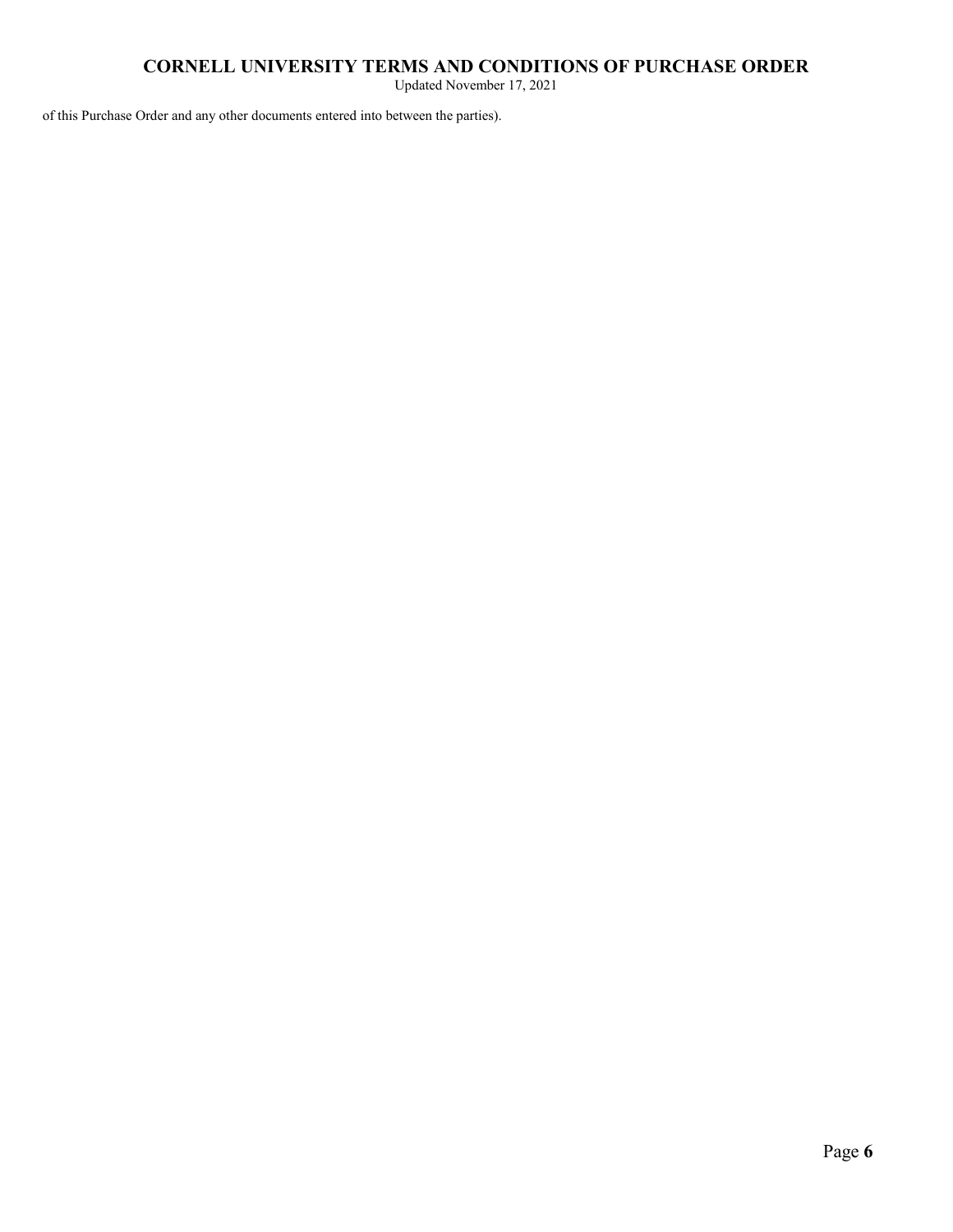of this Purchase Order and any other documents entered into between the parties).